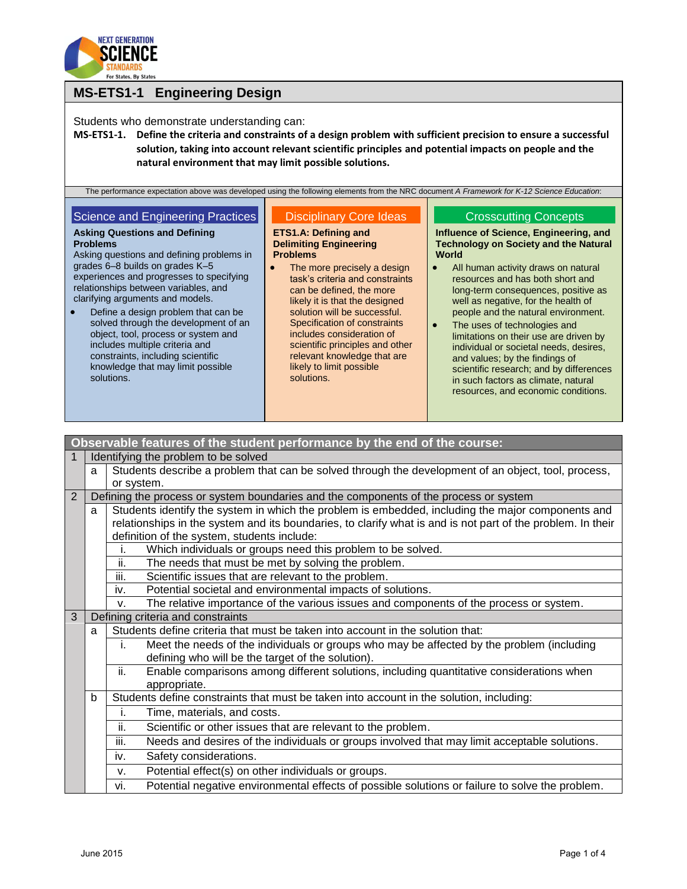# MS-ETS1-1 Engineering Design

Students who demonstrate understanding can:

**MS-ETS1-1. Define the criteria and constraints of a design problem with sufficient precision to ensure a successful solution, taking into account relevant scientific principles and potential impacts on people and the natural environment that may limit possible solutions.**

The performance expectation above was developed using the following elements from the NRC document *A Framework for K-12 Science Education*:

## Science and Engineering Practices

**Asking Questions and Defining Problems**

Asking questions and defining problems in grades 6–8 builds on grades K–5 experiences and progresses to specifying relationships between variables, and clarifying arguments and models.

- Define a design problem that can be solved through the development of an object, tool, process or system and includes multiple criteria and constraints, including scientific knowledge that may limit possible solutions.

## Disciplinary Core Ideas

**ETS1.A: Defining and Delimiting Engineering Problems**

- The more precisely a design task's criteria and constraints can be defined, the more likely it is that the designed solution will be successful. Specification of constraints includes consideration of scientific principles and other relevant knowledge that are likely to limit possible solutions.

## Crosscutting Concepts

**Influence of Science, Engineering, and Technology on Society and the Natural World**

- All human activity draws on natural resources and has both short and long-term consequences, positive as well as negative, for the health of people and the natural environment.
- The uses of technologies and limitations on their use are driven by individual or societal needs, desires, and values; by the findings of scientific research; and by differences in such factors as climate, natural resources, and economic conditions.

## Observable features of the student performance by the end of the course:

| | | | |
|---|---|---|---|
| 1 | Identifying the problem to be solved | | |
| | a | Students describe a problem that can be solved through the development of an object, tool, process, or system. | |
| 2 | Defining the process or system boundaries and the components of the process or system | | |
| | a | Students identify the system in which the problem is embedded, including the major components and relationships in the system and its boundaries, to clarify what is and is not part of the problem. In their definition of the system, students include: | |
| | | i. | Which individuals or groups need this problem to be solved. |
| | | ii. | The needs that must be met by solving the problem. |
| | | iii. | Scientific issues that are relevant to the problem. |
| | | iv. | Potential societal and environmental impacts of solutions. |
| | | v. | The relative importance of the various issues and components of the process or system. |
| 3 | Defining criteria and constraints | | |
| | a | Students define criteria that must be taken into account in the solution that: | |
| | | i. | Meet the needs of the individuals or groups who may be affected by the problem (including defining who will be the target of the solution). |
| | | ii. | Enable comparisons among different solutions, including quantitative considerations when appropriate. |
| | b | Students define constraints that must be taken into account in the solution, including: | |
| | | i. | Time, materials, and costs. |
| | | ii. | Scientific or other issues that are relevant to the problem. |
| | | iii. | Needs and desires of the individuals or groups involved that may limit acceptable solutions. |
| | | iv. | Safety considerations. |
| | | v. | Potential effect(s) on other individuals or groups. |
| | | vi. | Potential negative environmental effects of possible solutions or failure to solve the problem. |

June 2015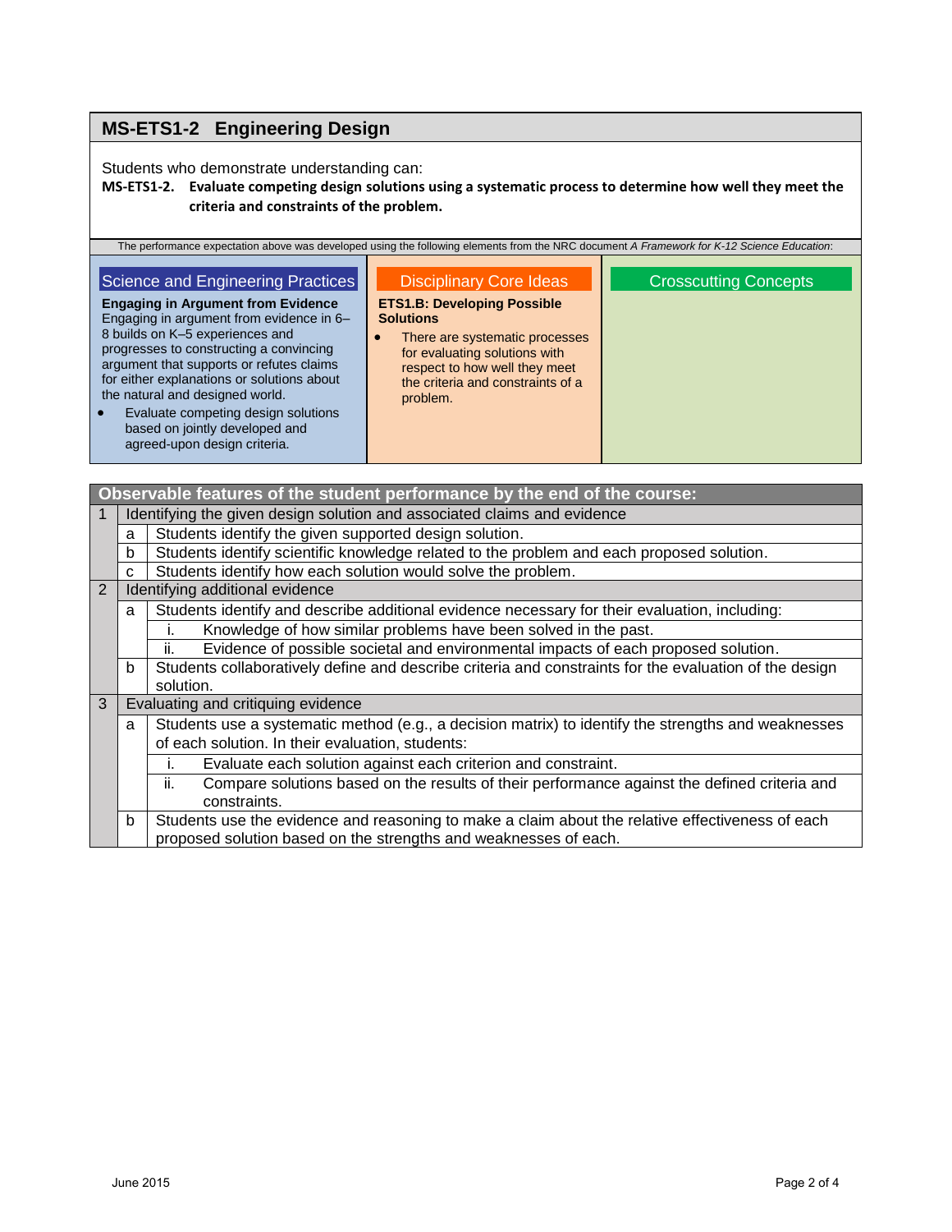## MS-ETS1-2 Engineering Design

Students who demonstrate understanding can:

**MS-ETS1-2. Evaluate competing design solutions using a systematic process to determine how well they meet the criteria and constraints of the problem.**

The performance expectation above was developed using the following elements from the NRC document *A Framework for K-12 Science Education*:

| Science and Engineering Practices | Disciplinary Core Ideas | Crosscutting Concepts |
|---|---|---|
| **Engaging in Argument from Evidence**<br>Engaging in argument from evidence in 6–8 builds on K–5 experiences and progresses to constructing a convincing argument that supports or refutes claims for either explanations or solutions about the natural and designed world.<br>• Evaluate competing design solutions based on jointly developed and agreed-upon design criteria. | **ETS1.B: Developing Possible Solutions**<br>• There are systematic processes for evaluating solutions with respect to how well they meet the criteria and constraints of a problem. | |

| Observable features of the student performance by the end of the course: | | | |
|---|---|---|---|
| 1 | Identifying the given design solution and associated claims and evidence | | |
| | a | Students identify the given supported design solution. | |
| | b | Students identify scientific knowledge related to the problem and each proposed solution. | |
| | c | Students identify how each solution would solve the problem. | |
| 2 | Identifying additional evidence | | |
| | a | Students identify and describe additional evidence necessary for their evaluation, including: | |
| | | i. | Knowledge of how similar problems have been solved in the past. |
| | | ii. | Evidence of possible societal and environmental impacts of each proposed solution. |
| | b | Students collaboratively define and describe criteria and constraints for the evaluation of the design solution. | |
| 3 | Evaluating and critiquing evidence | | |
| | a | Students use a systematic method (e.g., a decision matrix) to identify the strengths and weaknesses of each solution. In their evaluation, students: | |
| | | i. | Evaluate each solution against each criterion and constraint. |
| | | ii. | Compare solutions based on the results of their performance against the defined criteria and constraints. |
| | b | Students use the evidence and reasoning to make a claim about the relative effectiveness of each proposed solution based on the strengths and weaknesses of each. | |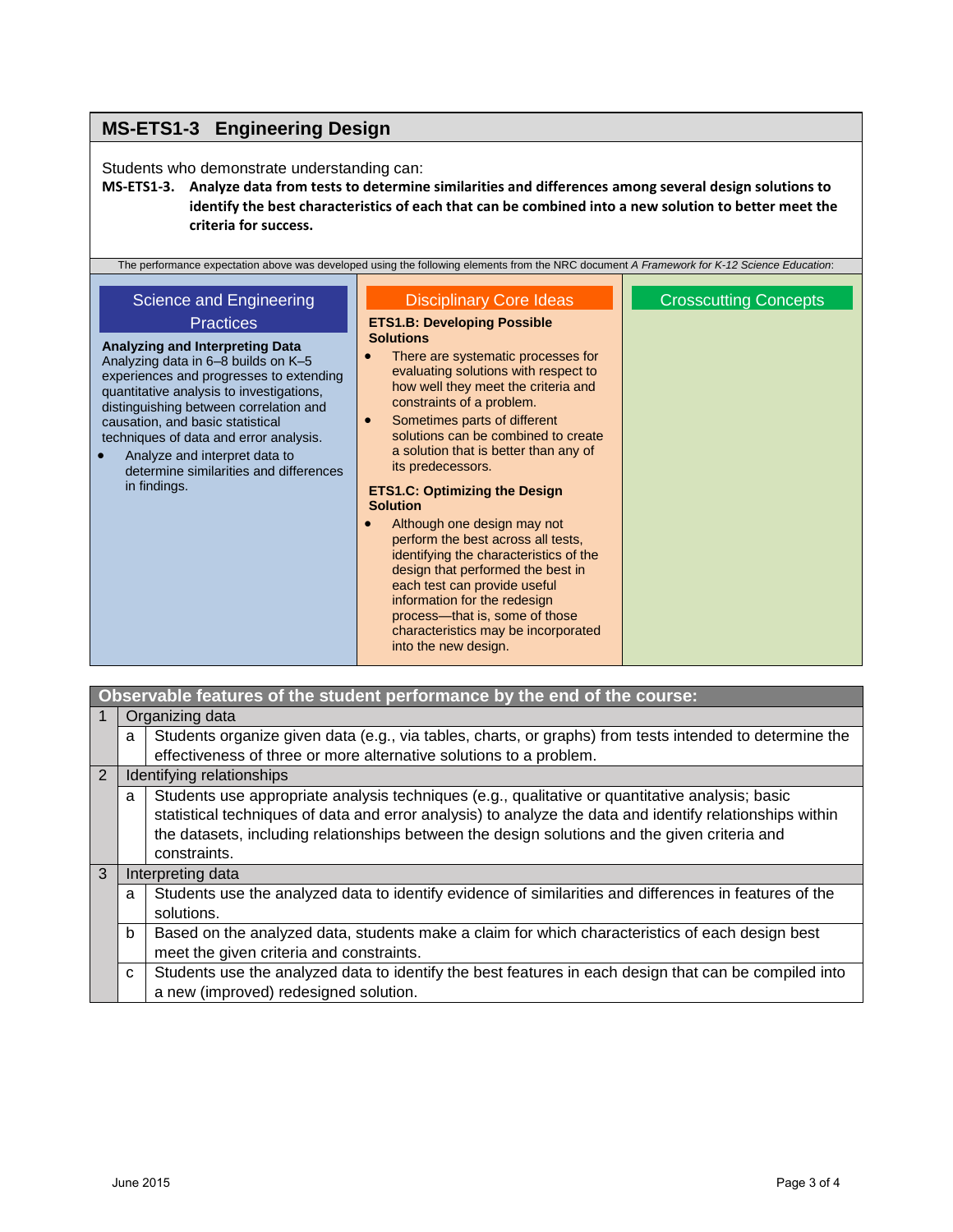## MS-ETS1-3 Engineering Design

Students who demonstrate understanding can:

**MS-ETS1-3. Analyze data from tests to determine similarities and differences among several design solutions to identify the best characteristics of each that can be combined into a new solution to better meet the criteria for success.**

The performance expectation above was developed using the following elements from the NRC document *A Framework for K-12 Science Education*:

| Science and Engineering Practices | Disciplinary Core Ideas | Crosscutting Concepts |
|---|---|---|
| **Analyzing and Interpreting Data**<br>Analyzing data in 6–8 builds on K–5 experiences and progresses to extending quantitative analysis to investigations, distinguishing between correlation and causation, and basic statistical techniques of data and error analysis.<br>• Analyze and interpret data to determine similarities and differences in findings. | **ETS1.B: Developing Possible Solutions**<br>• There are systematic processes for evaluating solutions with respect to how well they meet the criteria and constraints of a problem.<br>• Sometimes parts of different solutions can be combined to create a solution that is better than any of its predecessors.<br>**ETS1.C: Optimizing the Design Solution**<br>• Although one design may not perform the best across all tests, identifying the characteristics of the design that performed the best in each test can provide useful information for the redesign process—that is, some of those characteristics may be incorporated into the new design. | |

| Observable features of the student performance by the end of the course: | | |
|---|---|---|
| 1 | Organizing data | |
| | a | Students organize given data (e.g., via tables, charts, or graphs) from tests intended to determine the effectiveness of three or more alternative solutions to a problem. |
| 2 | Identifying relationships | |
| | a | Students use appropriate analysis techniques (e.g., qualitative or quantitative analysis; basic statistical techniques of data and error analysis) to analyze the data and identify relationships within the datasets, including relationships between the design solutions and the given criteria and constraints. |
| 3 | Interpreting data | |
| | a | Students use the analyzed data to identify evidence of similarities and differences in features of the solutions. |
| | b | Based on the analyzed data, students make a claim for which characteristics of each design best meet the given criteria and constraints. |
| | c | Students use the analyzed data to identify the best features in each design that can be compiled into a new (improved) redesigned solution. |

June 2015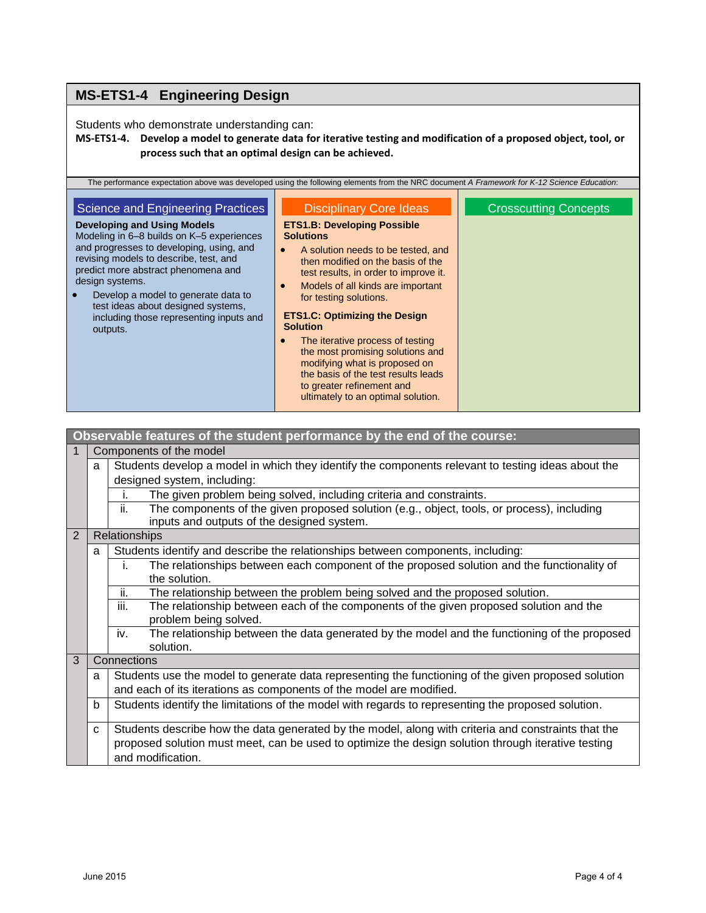## MS-ETS1-4 Engineering Design

Students who demonstrate understanding can:

**MS-ETS1-4. Develop a model to generate data for iterative testing and modification of a proposed object, tool, or process such that an optimal design can be achieved.**

The performance expectation above was developed using the following elements from the NRC document *A Framework for K-12 Science Education*:

| Science and Engineering Practices | Disciplinary Core Ideas | Crosscutting Concepts |
|---|---|---|
| **Developing and Using Models**<br>Modeling in 6–8 builds on K–5 experiences and progresses to developing, using, and revising models to describe, test, and predict more abstract phenomena and design systems.<br>• Develop a model to generate data to test ideas about designed systems, including those representing inputs and outputs. | **ETS1.B: Developing Possible Solutions**<br>• A solution needs to be tested, and then modified on the basis of the test results, in order to improve it.<br>• Models of all kinds are important for testing solutions.<br>**ETS1.C: Optimizing the Design Solution**<br>• The iterative process of testing the most promising solutions and modifying what is proposed on the basis of the test results leads to greater refinement and ultimately to an optimal solution. | |

| Observable features of the student performance by the end of the course: | | | |
|---|---|---|---|
| 1 | Components of the model | | |
| | a | Students develop a model in which they identify the components relevant to testing ideas about the designed system, including: | |
| | | i. | The given problem being solved, including criteria and constraints. |
| | | ii. | The components of the given proposed solution (e.g., object, tools, or process), including inputs and outputs of the designed system. |
| 2 | Relationships | | |
| | a | Students identify and describe the relationships between components, including: | |
| | | i. | The relationships between each component of the proposed solution and the functionality of the solution. |
| | | ii. | The relationship between the problem being solved and the proposed solution. |
| | | iii. | The relationship between each of the components of the given proposed solution and the problem being solved. |
| | | iv. | The relationship between the data generated by the model and the functioning of the proposed solution. |
| 3 | Connections | | |
| | a | Students use the model to generate data representing the functioning of the given proposed solution and each of its iterations as components of the model are modified. | |
| | b | Students identify the limitations of the model with regards to representing the proposed solution. | |
| | c | Students describe how the data generated by the model, along with criteria and constraints that the proposed solution must meet, can be used to optimize the design solution through iterative testing and modification. | |

June 2015